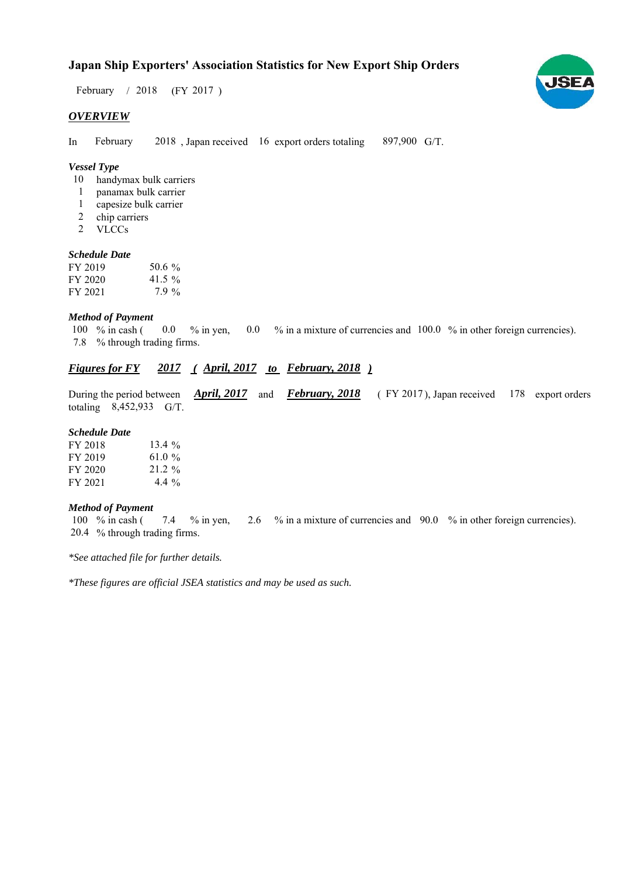# Japan Ship Exporters' Association Statistics for New Export Ship Orders

February / 2018 (FY 2017 )

## *OVERVIEW*

In February 2018 , Japan received 16 export orders totaling 897,900 G/T.

### *Vessel Type*

- 10 handymax bulk carriers
- 1 panamax bulk carrier
- 1 capesize bulk carrier
- 2 chip carriers
- 2 VLCCs

### *Schedule Date*

| | |
|---|---|
| FY 2019 | 50.6 % |
| FY 2020 | 41.5 % |
| FY 2021 | 7.9 % |

### *Method of Payment*

100 % in cash ( 0.0 % in yen, 0.0 % in a mixture of currencies and 100.0 % in other foreign currencies).
7.8 % through trading firms.

## *Figures for FY 2017 ( April, 2017 to February, 2018 )*

During the period between ***April, 2017*** and ***February, 2018*** ( FY 2017 ), Japan received 178 export orders totaling 8,452,933 G/T.

### *Schedule Date*

| | |
|---|---|
| FY 2018 | 13.4 % |
| FY 2019 | 61.0 % |
| FY 2020 | 21.2 % |
| FY 2021 | 4.4 % |

### *Method of Payment*

100 % in cash ( 7.4 % in yen, 2.6 % in a mixture of currencies and 90.0 % in other foreign currencies).
20.4 % through trading firms.

*\*See attached file for further details.*

*\*These figures are official JSEA statistics and may be used as such.*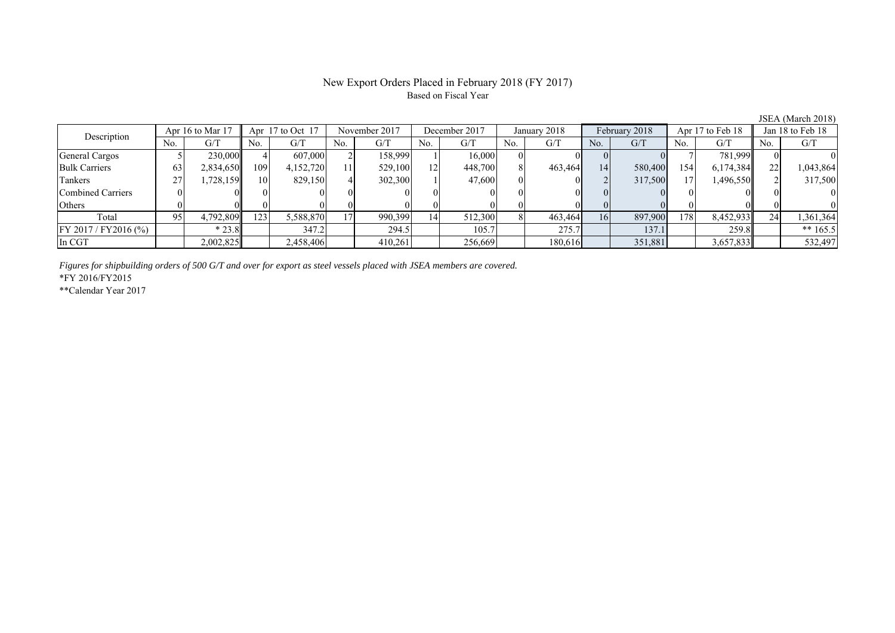# New Export Orders Placed in February 2018 (FY 2017)

Based on Fiscal Year

JSEA (March 2018)

| Description | Apr 16 to Mar 17 | | Apr 17 to Oct 17 | | November 2017 | | December 2017 | | January 2018 | | February 2018 | | Apr 17 to Feb 18 | | Jan 18 to Feb 18 | |
|---|---|---|---|---|---|---|---|---|---|---|---|---|---|---|---|---|
| | No. | G/T | No. | G/T | No. | G/T | No. | G/T | No. | G/T | No. | G/T | No. | G/T | No. | G/T |
| General Cargos | 5 | 230,000 | 4 | 607,000 | 2 | 158,999 | 1 | 16,000 | 0 | 0 | 0 | 0 | 7 | 781,999 | 0 | 0 |
| Bulk Carriers | 63 | 2,834,650 | 109 | 4,152,720 | 11 | 529,100 | 12 | 448,700 | 8 | 463,464 | 14 | 580,400 | 154 | 6,174,384 | 22 | 1,043,864 |
| Tankers | 27 | 1,728,159 | 10 | 829,150 | 4 | 302,300 | 1 | 47,600 | 0 | 0 | 2 | 317,500 | 17 | 1,496,550 | 2 | 317,500 |
| Combined Carriers | 0 | 0 | 0 | 0 | 0 | 0 | 0 | 0 | 0 | 0 | 0 | 0 | 0 | 0 | 0 | 0 |
| Others | 0 | 0 | 0 | 0 | 0 | 0 | 0 | 0 | 0 | 0 | 0 | 0 | 0 | 0 | 0 | 0 |
| Total | 95 | 4,792,809 | 123 | 5,588,870 | 17 | 990,399 | 14 | 512,300 | 8 | 463,464 | 16 | 897,900 | 178 | 8,452,933 | 24 | 1,361,364 |
| FY 2017 / FY2016 (%) | | * 23.8 | | 347.2 | | 294.5 | | 105.7 | | 275.7 | | 137.1 | | 259.8 | | ** 165.5 |
| In CGT | | 2,002,825 | | 2,458,406 | | 410,261 | | 256,669 | | 180,616 | | 351,881 | | 3,657,833 | | 532,497 |

*Figures for shipbuilding orders of 500 G/T and over for export as steel vessels placed with JSEA members are covered.*

*FY 2016/FY2015

**Calendar Year 2017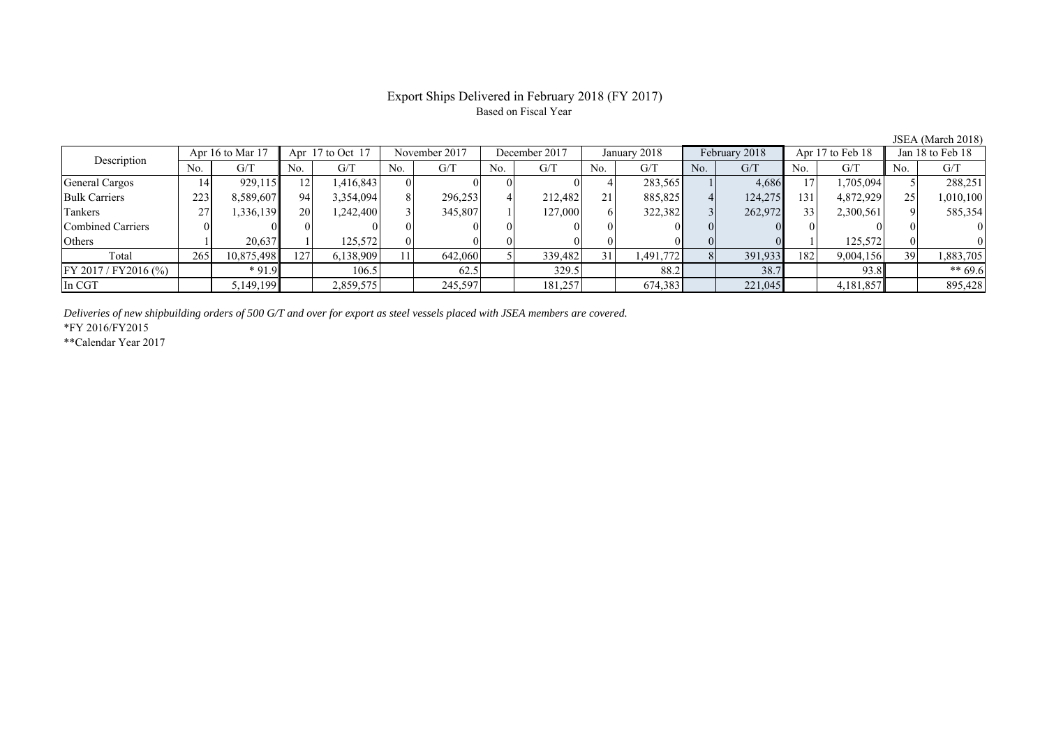# Export Ships Delivered in February 2018 (FY 2017)

Based on Fiscal Year

JSEA (March 2018)

| Description | Apr 16 to Mar 17 | | Apr 17 to Oct 17 | | November 2017 | | December 2017 | | January 2018 | | February 2018 | | Apr 17 to Feb 18 | | Jan 18 to Feb 18 | |
|---|---|---|---|---|---|---|---|---|---|---|---|---|---|---|---|---|
| | No. | G/T | No. | G/T | No. | G/T | No. | G/T | No. | G/T | No. | G/T | No. | G/T | No. | G/T |
| General Cargos | 14 | 929,115 | 12 | 1,416,843 | 0 | 0 | 0 | 0 | 4 | 283,565 | 1 | 4,686 | 17 | 1,705,094 | 5 | 288,251 |
| Bulk Carriers | 223 | 8,589,607 | 94 | 3,354,094 | 8 | 296,253 | 4 | 212,482 | 21 | 885,825 | 4 | 124,275 | 131 | 4,872,929 | 25 | 1,010,100 |
| Tankers | 27 | 1,336,139 | 20 | 1,242,400 | 3 | 345,807 | 1 | 127,000 | 6 | 322,382 | 3 | 262,972 | 33 | 2,300,561 | 9 | 585,354 |
| Combined Carriers | 0 | 0 | 0 | 0 | 0 | 0 | 0 | 0 | 0 | 0 | 0 | 0 | 0 | 0 | 0 | 0 |
| Others | 1 | 20,637 | 1 | 125,572 | 0 | 0 | 0 | 0 | 0 | 0 | 0 | 0 | 1 | 125,572 | 0 | 0 |
| Total | 265 | 10,875,498 | 127 | 6,138,909 | 11 | 642,060 | 5 | 339,482 | 31 | 1,491,772 | 8 | 391,933 | 182 | 9,004,156 | 39 | 1,883,705 |
| FY 2017 / FY2016 (%) | | * 91.9 | | 106.5 | | 62.5 | | 329.5 | | 88.2 | | 38.7 | | 93.8 | | ** 69.6 |
| In CGT | | 5,149,199 | | 2,859,575 | | 245,597 | | 181,257 | | 674,383 | | 221,045 | | 4,181,857 | | 895,428 |

*Deliveries of new shipbuilding orders of 500 G/T and over for export as steel vessels placed with JSEA members are covered.*

*FY 2016/FY2015

**Calendar Year 2017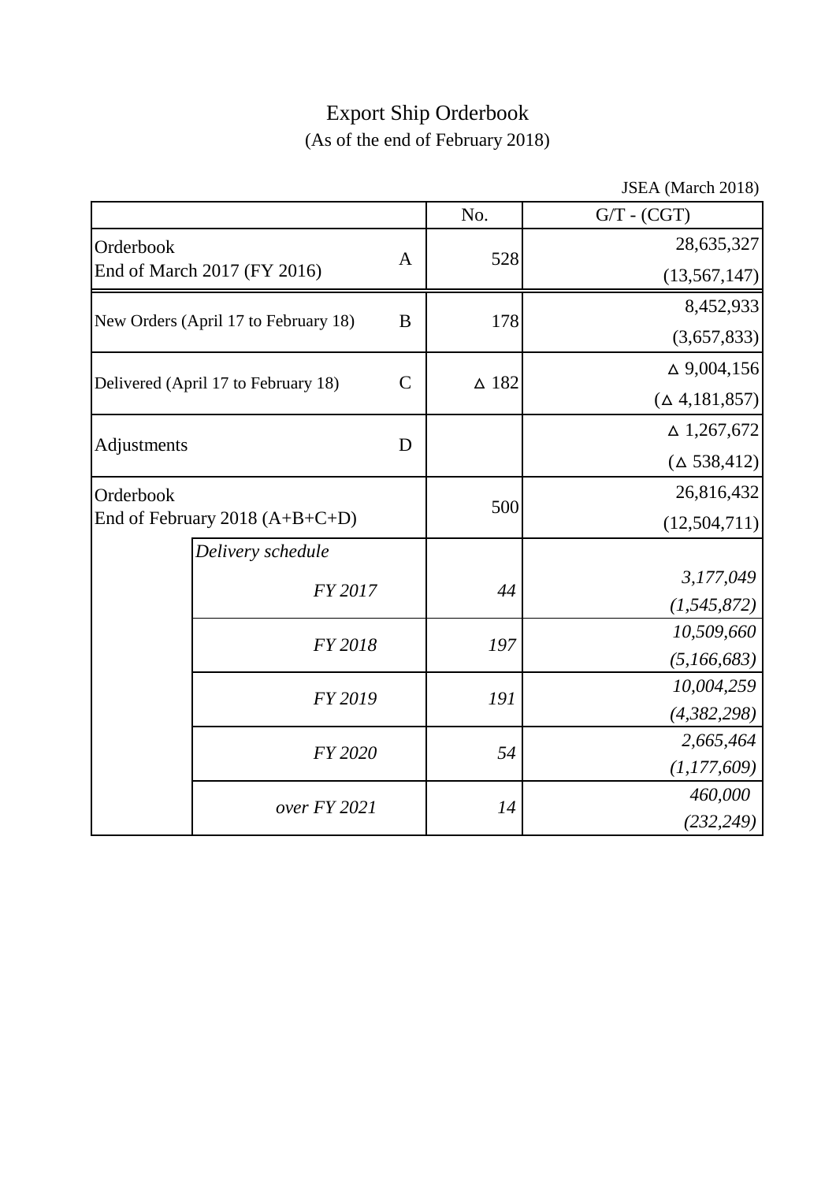# Export Ship Orderbook

(As of the end of February 2018)

JSEA (March 2018)

| | | | No. | G/T - (CGT) |
|---|---|---|---|---|
| Orderbook<br>End of March 2017 (FY 2016) | | A | 528 | 28,635,327<br>(13,567,147) |
| New Orders (April 17 to February 18) | | B | 178 | 8,452,933<br>(3,657,833) |
| Delivered (April 17 to February 18) | | C | ∆ 182 | ∆ 9,004,156<br>(∆ 4,181,857) |
| Adjustments | | D | | ∆ 1,267,672<br>(∆ 538,412) |
| Orderbook<br>End of February 2018 (A+B+C+D) | | | 500 | 26,816,432<br>(12,504,711) |
| | *Delivery schedule*<br>*FY 2017* | | *44* | *3,177,049*<br>*(1,545,872)* |
| | *FY 2018* | | *197* | *10,509,660*<br>*(5,166,683)* |
| | *FY 2019* | | *191* | *10,004,259*<br>*(4,382,298)* |
| | *FY 2020* | | *54* | *2,665,464*<br>*(1,177,609)* |
| | *over FY 2021* | | *14* | *460,000*<br>*(232,249)* |